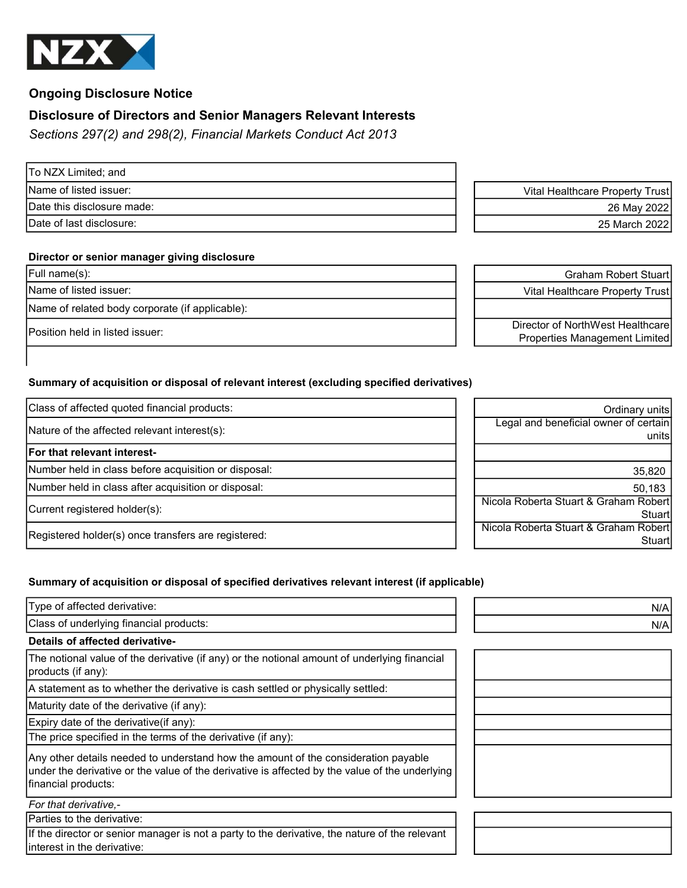NZX

## Ongoing Disclosure Notice

## Disclosure of Directors and Senior Managers Relevant Interests

*Sections 297(2) and 298(2), Financial Markets Conduct Act 2013*

| | |
|---|---|
| To NZX Limited; and | |
| Name of listed issuer: | Vital Healthcare Property Trust |
| Date this disclosure made: | 26 May 2022 |
| Date of last disclosure: | 25 March 2022 |

**Director or senior manager giving disclosure**

| | |
|---|---|
| Full name(s): | Graham Robert Stuart |
| Name of listed issuer: | Vital Healthcare Property Trust |
| Name of related body corporate (if applicable): | |
| Position held in listed issuer: | Director of NorthWest Healthcare Properties Management Limited |

**Summary of acquisition or disposal of relevant interest (excluding specified derivatives)**

| | |
|---|---|
| Class of affected quoted financial products: | Ordinary units |
| Nature of the affected relevant interest(s): | Legal and beneficial owner of certain units |
| **For that relevant interest-** | |
| Number held in class before acquisition or disposal: | 35,820 |
| Number held in class after acquisition or disposal: | 50,183 |
| Current registered holder(s): | Nicola Roberta Stuart & Graham Robert Stuart |
| Registered holder(s) once transfers are registered: | Nicola Roberta Stuart & Graham Robert Stuart |

**Summary of acquisition or disposal of specified derivatives relevant interest (if applicable)**

| | |
|---|---|
| Type of affected derivative: | N/A |
| Class of underlying financial products: | N/A |
| **Details of affected derivative-** | |
| The notional value of the derivative (if any) or the notional amount of underlying financial products (if any): | |
| A statement as to whether the derivative is cash settled or physically settled: | |
| Maturity date of the derivative (if any): | |
| Expiry date of the derivative(if any): | |
| The price specified in the terms of the derivative (if any): | |
| Any other details needed to understand how the amount of the consideration payable under the derivative or the value of the derivative is affected by the value of the underlying financial products: | |
| *For that derivative,-* | |
| Parties to the derivative: | |
| If the director or senior manager is not a party to the derivative, the nature of the relevant interest in the derivative: | |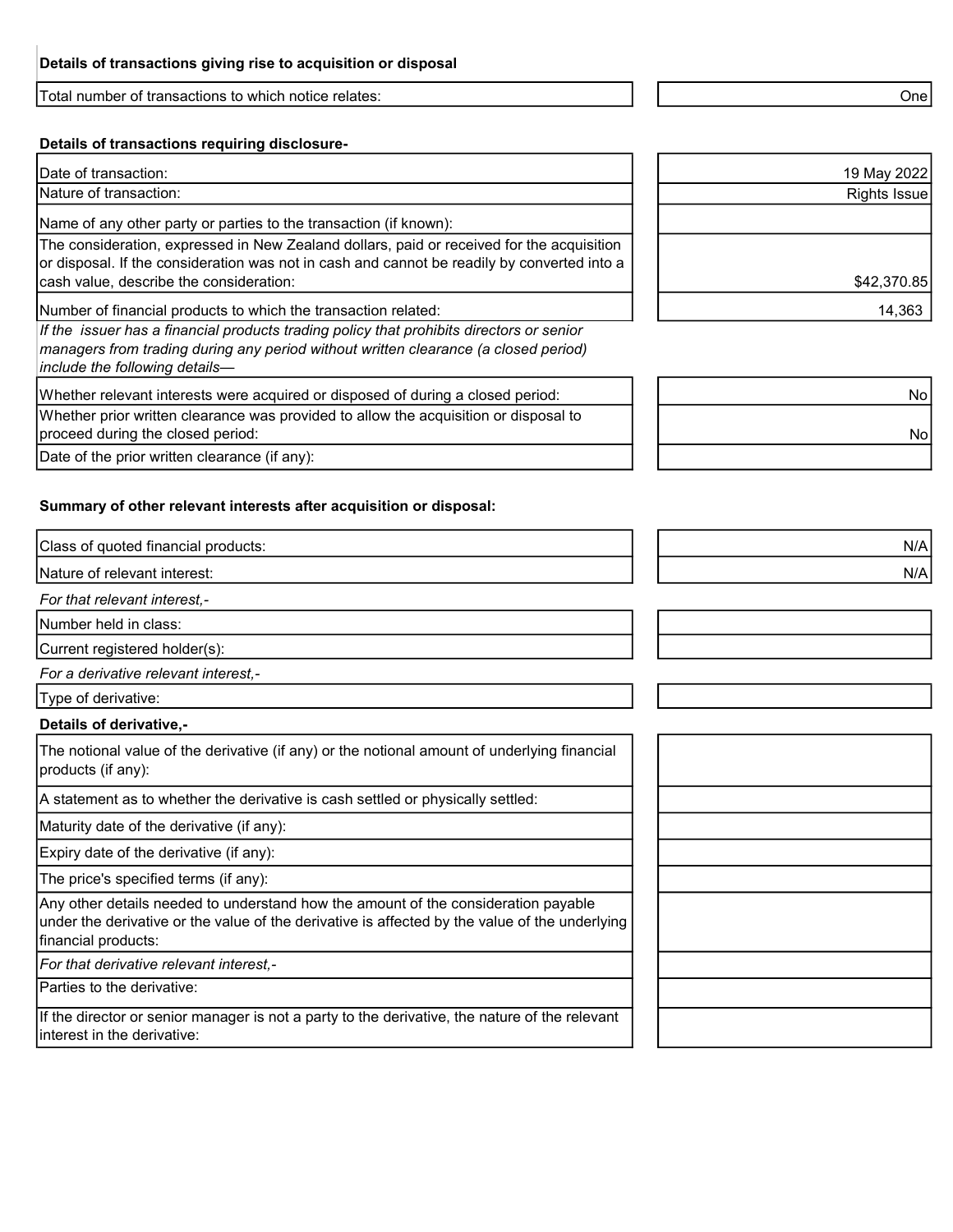**Details of transactions giving rise to acquisition or disposal**

| | |
|---|---|
| Total number of transactions to which notice relates: | One |

**Details of transactions requiring disclosure-**

| | |
|---|---|
| Date of transaction: | 19 May 2022 |
| Nature of transaction: | Rights Issue |
| Name of any other party or parties to the transaction (if known): | |
| The consideration, expressed in New Zealand dollars, paid or received for the acquisition or disposal. If the consideration was not in cash and cannot be readily by converted into a cash value, describe the consideration: | $42,370.85 |
| Number of financial products to which the transaction related: | 14,363 |

*If the issuer has a financial products trading policy that prohibits directors or senior managers from trading during any period without written clearance (a closed period) include the following details—*

| | |
|---|---|
| Whether relevant interests were acquired or disposed of during a closed period: | No |
| Whether prior written clearance was provided to allow the acquisition or disposal to proceed during the closed period: | No |
| Date of the prior written clearance (if any): | |

**Summary of other relevant interests after acquisition or disposal:**

| | |
|---|---|
| Class of quoted financial products: | N/A |
| Nature of relevant interest: | N/A |

*For that relevant interest,-*

| | |
|---|---|
| Number held in class: | |
| Current registered holder(s): | |

*For a derivative relevant interest,-*

| | |
|---|---|
| Type of derivative: | |

**Details of derivative,-**

| | |
|---|---|
| The notional value of the derivative (if any) or the notional amount of underlying financial products (if any): | |
| A statement as to whether the derivative is cash settled or physically settled: | |
| Maturity date of the derivative (if any): | |
| Expiry date of the derivative (if any): | |
| The price's specified terms (if any): | |
| Any other details needed to understand how the amount of the consideration payable under the derivative or the value of the derivative is affected by the value of the underlying financial products: | |
| *For that derivative relevant interest,-* | |
| Parties to the derivative: | |
| If the director or senior manager is not a party to the derivative, the nature of the relevant interest in the derivative: | |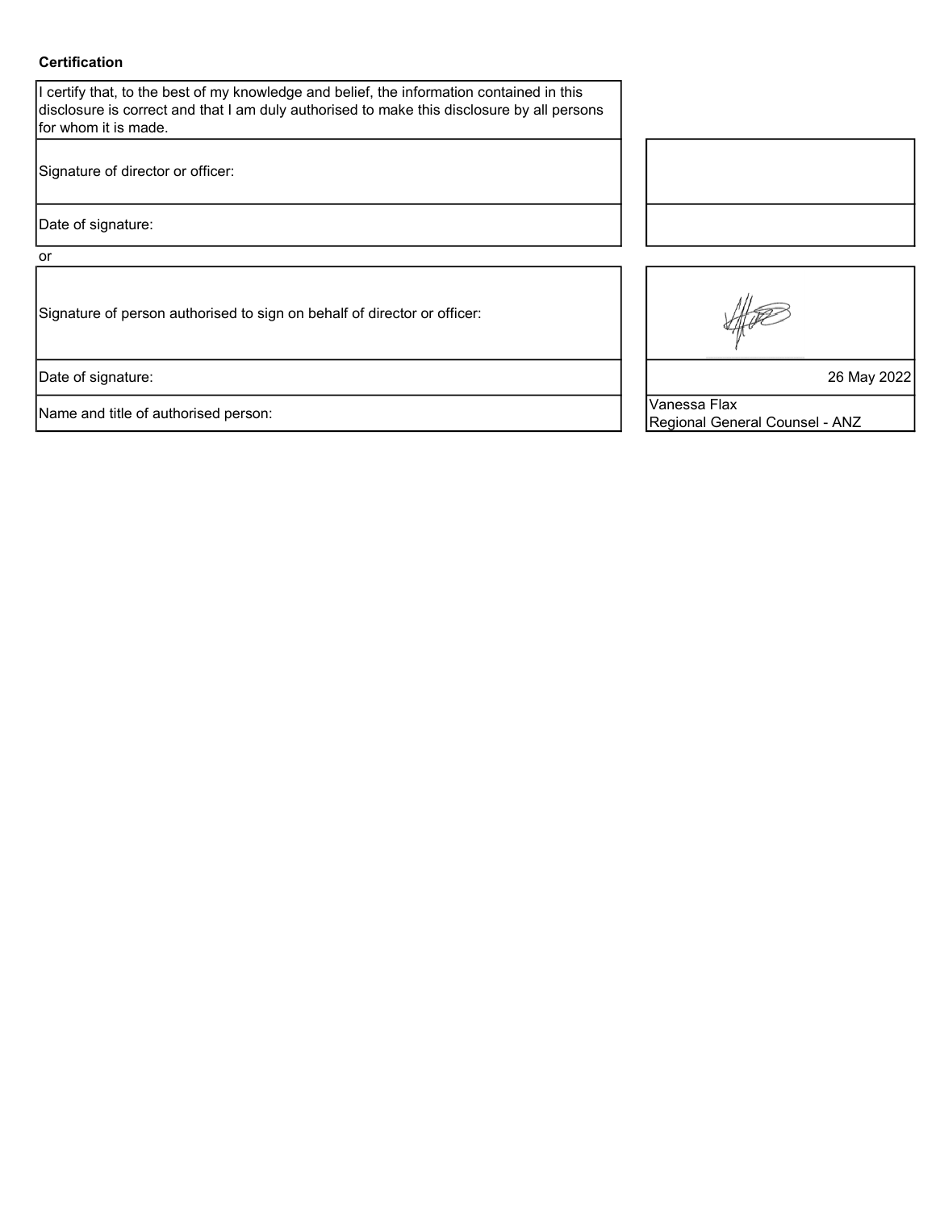**Certification**

| | |
|---|---|
| I certify that, to the best of my knowledge and belief, the information contained in this disclosure is correct and that I am duly authorised to make this disclosure by all persons for whom it is made. | |
| Signature of director or officer: | |
| Date of signature: | |

or

| | |
|---|---|
| Signature of person authorised to sign on behalf of director or officer: | |
| Date of signature: | 26 May 2022 |
| Name and title of authorised person: | Vanessa Flax<br>Regional General Counsel - ANZ |